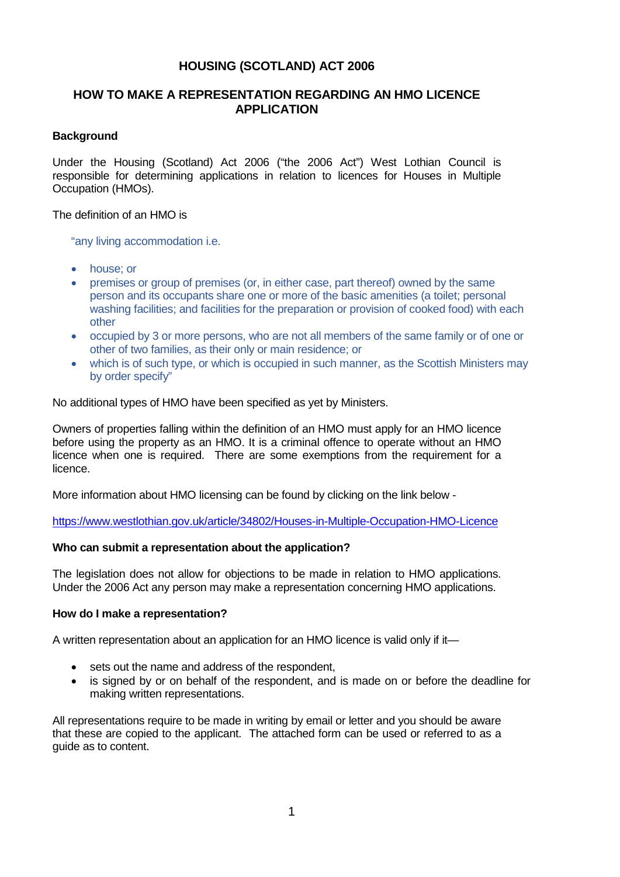# HOUSING (SCOTLAND) ACT 2006

## HOW TO MAKE A REPRESENTATION REGARDING AN HMO LICENCE APPLICATION

### Background

Under the Housing (Scotland) Act 2006 ("the 2006 Act") West Lothian Council is responsible for determining applications in relation to licences for Houses in Multiple Occupation (HMOs).

The definition of an HMO is

> "any living accommodation i.e.
>
> - house; or
> - premises or group of premises (or, in either case, part thereof) owned by the same person and its occupants share one or more of the basic amenities (a toilet; personal washing facilities; and facilities for the preparation or provision of cooked food) with each other
> - occupied by 3 or more persons, who are not all members of the same family or of one or other of two families, as their only or main residence; or
> - which is of such type, or which is occupied in such manner, as the Scottish Ministers may by order specify"

No additional types of HMO have been specified as yet by Ministers.

Owners of properties falling within the definition of an HMO must apply for an HMO licence before using the property as an HMO. It is a criminal offence to operate without an HMO licence when one is required. There are some exemptions from the requirement for a licence.

More information about HMO licensing can be found by clicking on the link below -

https://www.westlothian.gov.uk/article/34802/Houses-in-Multiple-Occupation-HMO-Licence

### Who can submit a representation about the application?

The legislation does not allow for objections to be made in relation to HMO applications. Under the 2006 Act any person may make a representation concerning HMO applications.

### How do I make a representation?

A written representation about an application for an HMO licence is valid only if it—

- sets out the name and address of the respondent,
- is signed by or on behalf of the respondent, and is made on or before the deadline for making written representations.

All representations require to be made in writing by email or letter and you should be aware that these are copied to the applicant. The attached form can be used or referred to as a guide as to content.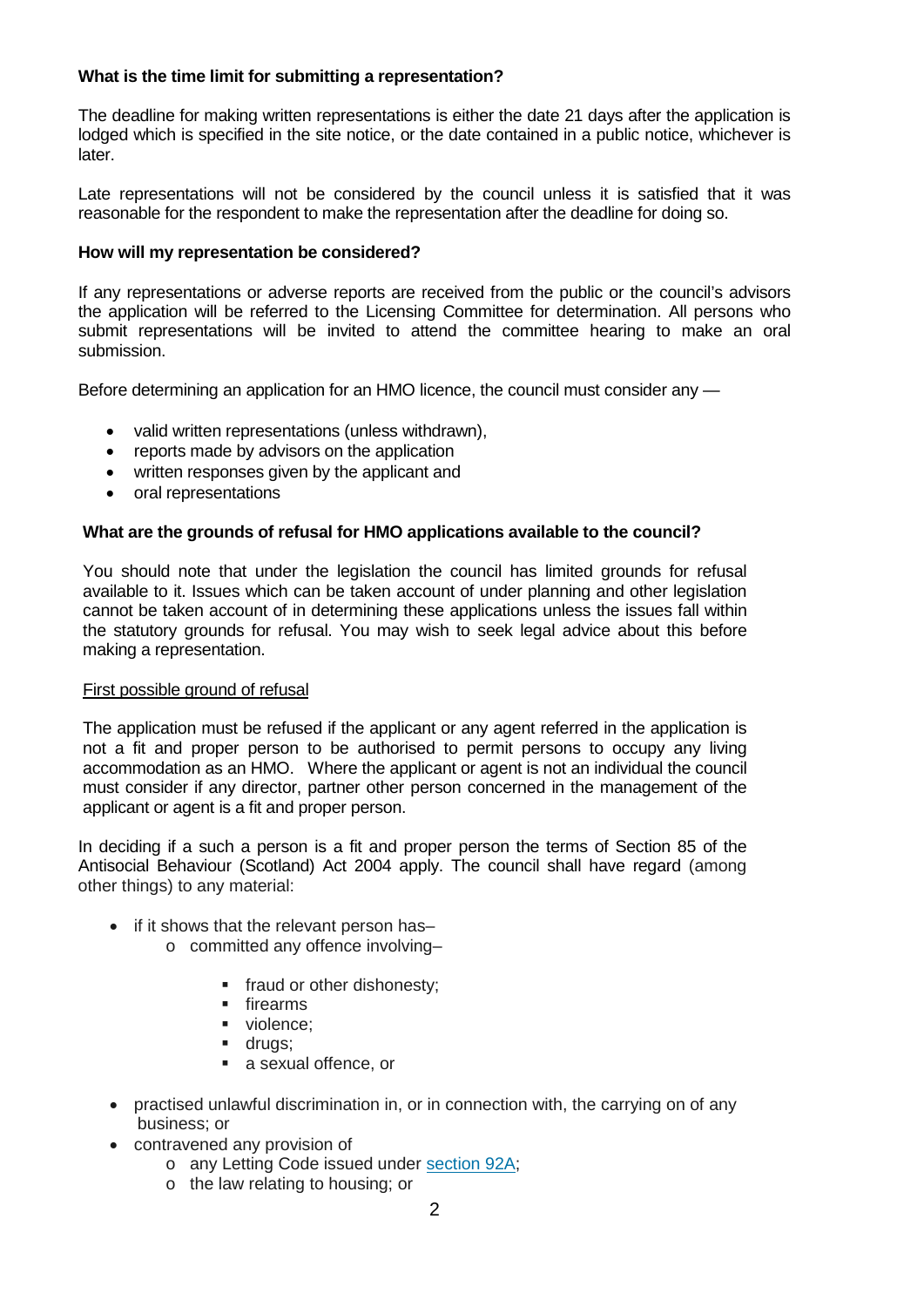**What is the time limit for submitting a representation?**

The deadline for making written representations is either the date 21 days after the application is lodged which is specified in the site notice, or the date contained in a public notice, whichever is later.

Late representations will not be considered by the council unless it is satisfied that it was reasonable for the respondent to make the representation after the deadline for doing so.

**How will my representation be considered?**

If any representations or adverse reports are received from the public or the council's advisors the application will be referred to the Licensing Committee for determination. All persons who submit representations will be invited to attend the committee hearing to make an oral submission.

Before determining an application for an HMO licence, the council must consider any —

- valid written representations (unless withdrawn),
- reports made by advisors on the application
- written responses given by the applicant and
- oral representations

**What are the grounds of refusal for HMO applications available to the council?**

You should note that under the legislation the council has limited grounds for refusal available to it. Issues which can be taken account of under planning and other legislation cannot be taken account of in determining these applications unless the issues fall within the statutory grounds for refusal. You may wish to seek legal advice about this before making a representation.

First possible ground of refusal

The application must be refused if the applicant or any agent referred in the application is not a fit and proper person to be authorised to permit persons to occupy any living accommodation as an HMO. Where the applicant or agent is not an individual the council must consider if any director, partner other person concerned in the management of the applicant or agent is a fit and proper person.

In deciding if a such a person is a fit and proper person the terms of Section 85 of the Antisocial Behaviour (Scotland) Act 2004 apply. The council shall have regard (among other things) to any material:

- if it shows that the relevant person has–
  - committed any offence involving–
    - fraud or other dishonesty;
    - firearms
    - violence;
    - drugs;
    - a sexual offence, or
- practised unlawful discrimination in, or in connection with, the carrying on of any business; or
- contravened any provision of
  - any Letting Code issued under section 92A;
  - the law relating to housing; or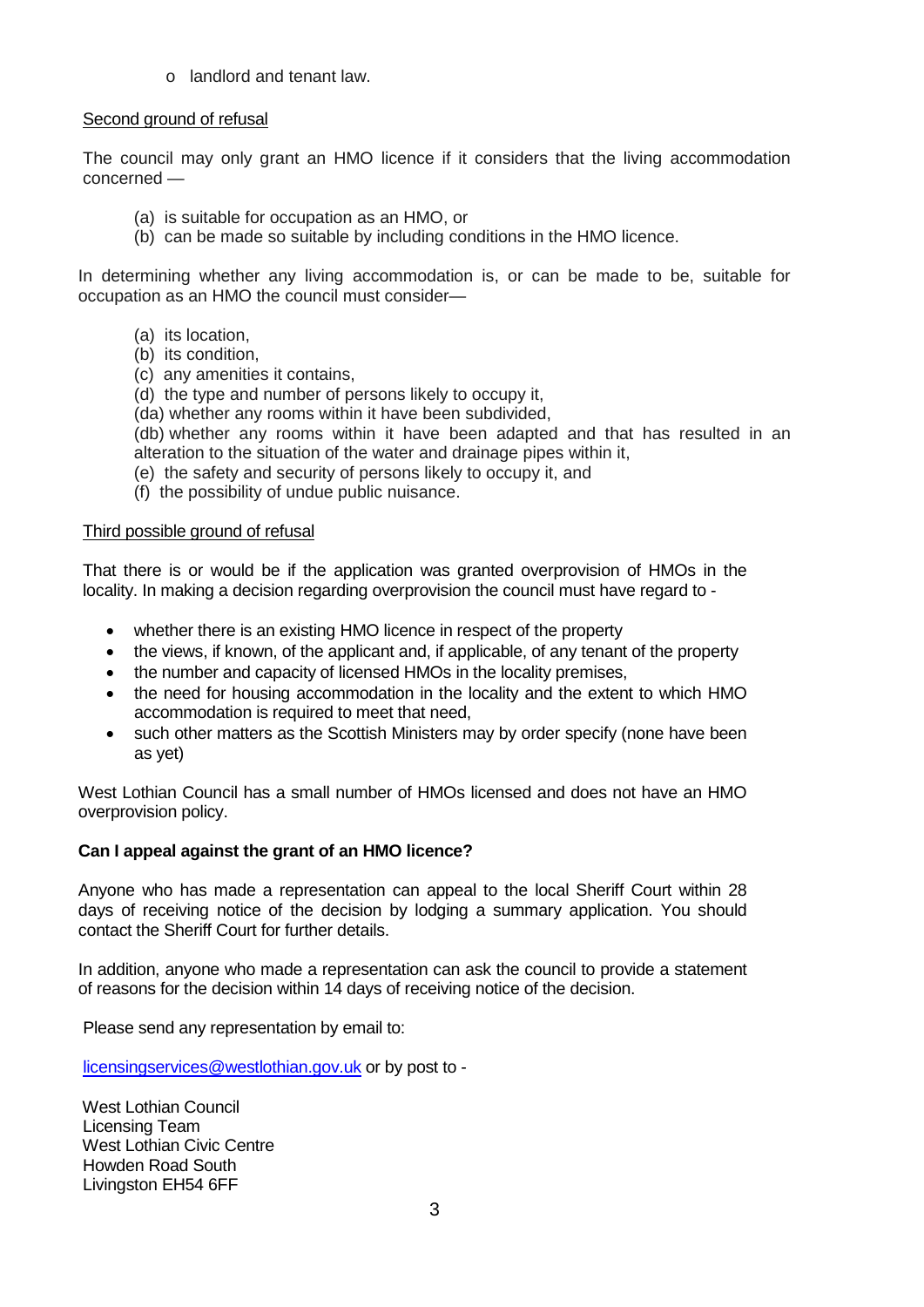- landlord and tenant law.

Second ground of refusal

The council may only grant an HMO licence if it considers that the living accommodation concerned —

(a) is suitable for occupation as an HMO, or
(b) can be made so suitable by including conditions in the HMO licence.

In determining whether any living accommodation is, or can be made to be, suitable for occupation as an HMO the council must consider—

(a) its location,
(b) its condition,
(c) any amenities it contains,
(d) the type and number of persons likely to occupy it,
(da) whether any rooms within it have been subdivided,
(db) whether any rooms within it have been adapted and that has resulted in an alteration to the situation of the water and drainage pipes within it,
(e) the safety and security of persons likely to occupy it, and
(f) the possibility of undue public nuisance.

Third possible ground of refusal

That there is or would be if the application was granted overprovision of HMOs in the locality. In making a decision regarding overprovision the council must have regard to -

- whether there is an existing HMO licence in respect of the property
- the views, if known, of the applicant and, if applicable, of any tenant of the property
- the number and capacity of licensed HMOs in the locality premises,
- the need for housing accommodation in the locality and the extent to which HMO accommodation is required to meet that need,
- such other matters as the Scottish Ministers may by order specify (none have been as yet)

West Lothian Council has a small number of HMOs licensed and does not have an HMO overprovision policy.

**Can I appeal against the grant of an HMO licence?**

Anyone who has made a representation can appeal to the local Sheriff Court within 28 days of receiving notice of the decision by lodging a summary application. You should contact the Sheriff Court for further details.

In addition, anyone who made a representation can ask the council to provide a statement of reasons for the decision within 14 days of receiving notice of the decision.

Please send any representation by email to:

licensingservices@westlothian.gov.uk or by post to -

West Lothian Council
Licensing Team
West Lothian Civic Centre
Howden Road South
Livingston EH54 6FF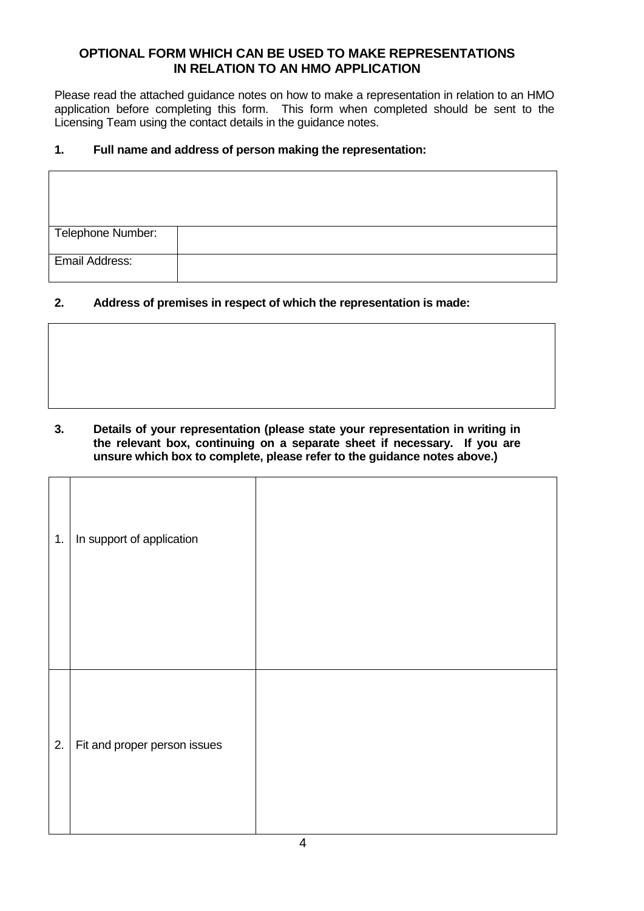# OPTIONAL FORM WHICH CAN BE USED TO MAKE REPRESENTATIONS IN RELATION TO AN HMO APPLICATION

Please read the attached guidance notes on how to make a representation in relation to an HMO application before completing this form. This form when completed should be sent to the Licensing Team using the contact details in the guidance notes.

**1. Full name and address of person making the representation:**

| | |
|---|---|
| | |
| Telephone Number: | |
| Email Address: | |

**2. Address of premises in respect of which the representation is made:**

| |
|---|
| |

**3. Details of your representation (please state your representation in writing in the relevant box, continuing on a separate sheet if necessary. If you are unsure which box to complete, please refer to the guidance notes above.)**

| | | |
|---|---|---|
| 1. | In support of application | |
| 2. | Fit and proper person issues | |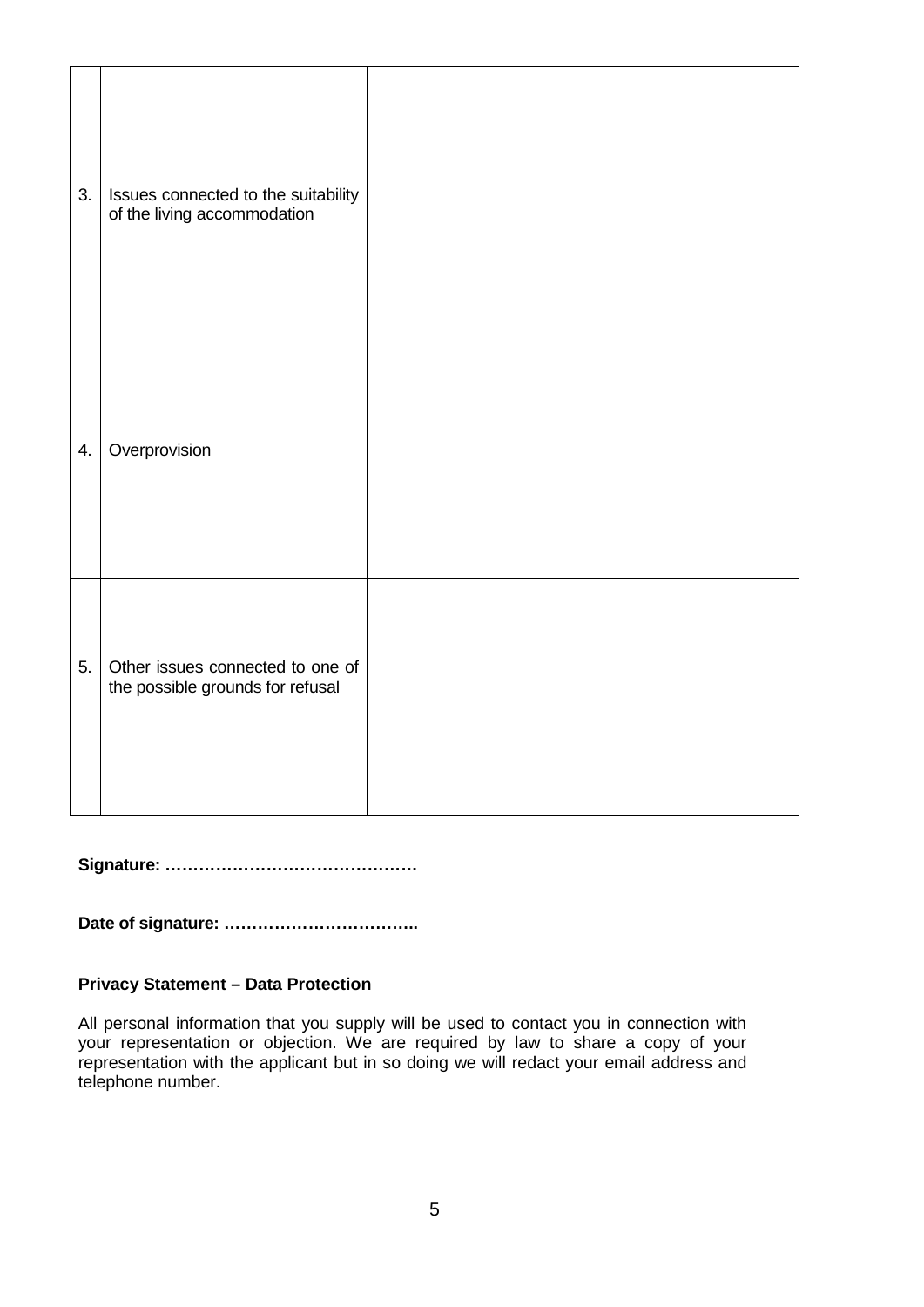| | | |
|---|---|---|
| 3. | Issues connected to the suitability of the living accommodation | |
| 4. | Overprovision | |
| 5. | Other issues connected to one of the possible grounds for refusal | |

**Signature: ………………………………………**

**Date of signature: ……………………………..**

**Privacy Statement – Data Protection**

All personal information that you supply will be used to contact you in connection with your representation or objection. We are required by law to share a copy of your representation with the applicant but in so doing we will redact your email address and telephone number.